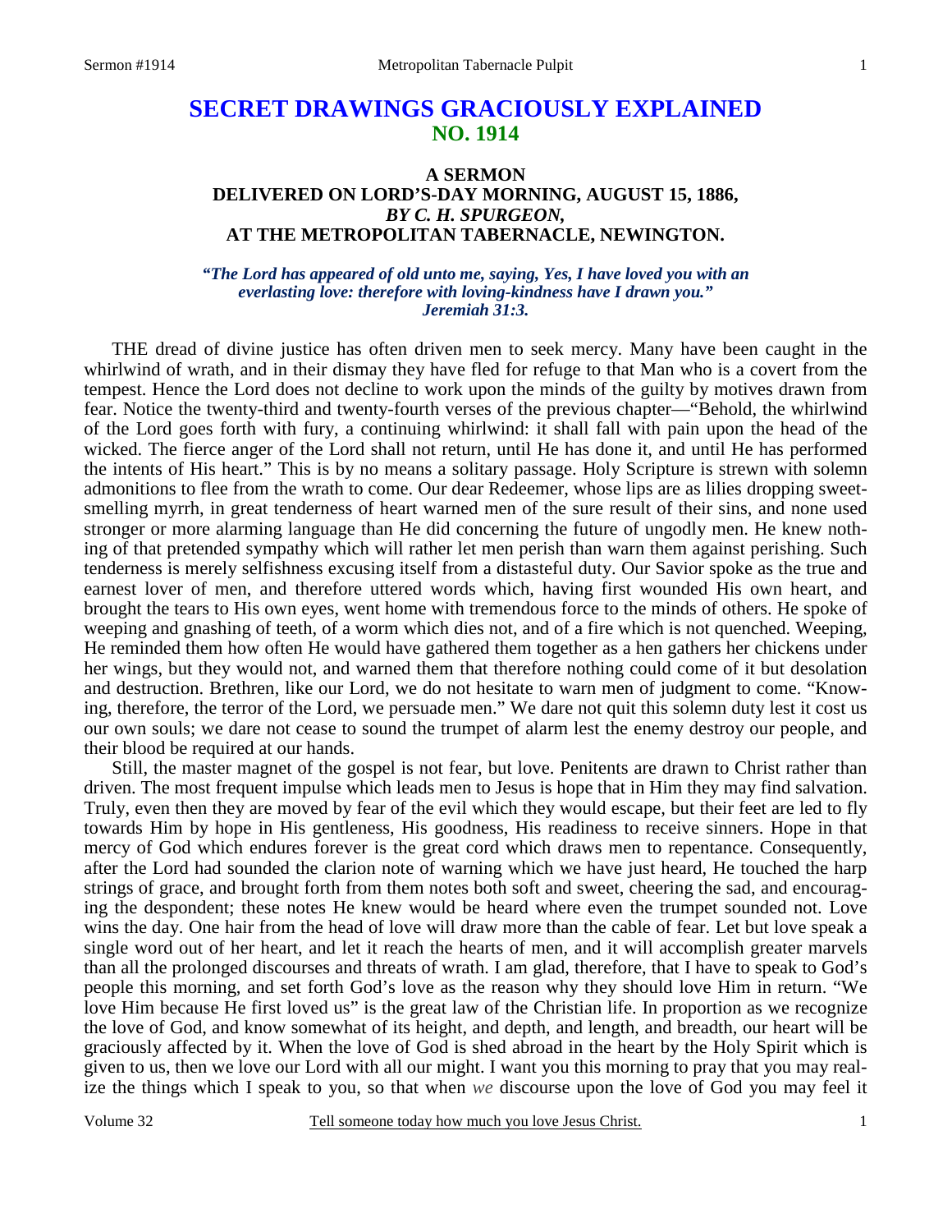# SECRET DRAWINGS GRACIOUSLY EXPLAINED
## NO. 1914

### A SERMON
### DELIVERED ON LORD'S-DAY MORNING, AUGUST 15, 1886,
### *BY C. H. SPURGEON,*
### AT THE METROPOLITAN TABERNACLE, NEWINGTON.

***"The Lord has appeared of old unto me, saying, Yes, I have loved you with an everlasting love: therefore with loving-kindness have I drawn you." Jeremiah 31:3.***

THE dread of divine justice has often driven men to seek mercy. Many have been caught in the whirlwind of wrath, and in their dismay they have fled for refuge to that Man who is a covert from the tempest. Hence the Lord does not decline to work upon the minds of the guilty by motives drawn from fear. Notice the twenty-third and twenty-fourth verses of the previous chapter—"Behold, the whirlwind of the Lord goes forth with fury, a continuing whirlwind: it shall fall with pain upon the head of the wicked. The fierce anger of the Lord shall not return, until He has done it, and until He has performed the intents of His heart." This is by no means a solitary passage. Holy Scripture is strewn with solemn admonitions to flee from the wrath to come. Our dear Redeemer, whose lips are as lilies dropping sweet-smelling myrrh, in great tenderness of heart warned men of the sure result of their sins, and none used stronger or more alarming language than He did concerning the future of ungodly men. He knew nothing of that pretended sympathy which will rather let men perish than warn them against perishing. Such tenderness is merely selfishness excusing itself from a distasteful duty. Our Savior spoke as the true and earnest lover of men, and therefore uttered words which, having first wounded His own heart, and brought the tears to His own eyes, went home with tremendous force to the minds of others. He spoke of weeping and gnashing of teeth, of a worm which dies not, and of a fire which is not quenched. Weeping, He reminded them how often He would have gathered them together as a hen gathers her chickens under her wings, but they would not, and warned them that therefore nothing could come of it but desolation and destruction. Brethren, like our Lord, we do not hesitate to warn men of judgment to come. "Knowing, therefore, the terror of the Lord, we persuade men." We dare not quit this solemn duty lest it cost us our own souls; we dare not cease to sound the trumpet of alarm lest the enemy destroy our people, and their blood be required at our hands.

Still, the master magnet of the gospel is not fear, but love. Penitents are drawn to Christ rather than driven. The most frequent impulse which leads men to Jesus is hope that in Him they may find salvation. Truly, even then they are moved by fear of the evil which they would escape, but their feet are led to fly towards Him by hope in His gentleness, His goodness, His readiness to receive sinners. Hope in that mercy of God which endures forever is the great cord which draws men to repentance. Consequently, after the Lord had sounded the clarion note of warning which we have just heard, He touched the harp strings of grace, and brought forth from them notes both soft and sweet, cheering the sad, and encouraging the despondent; these notes He knew would be heard where even the trumpet sounded not. Love wins the day. One hair from the head of love will draw more than the cable of fear. Let but love speak a single word out of her heart, and let it reach the hearts of men, and it will accomplish greater marvels than all the prolonged discourses and threats of wrath. I am glad, therefore, that I have to speak to God's people this morning, and set forth God's love as the reason why they should love Him in return. "We love Him because He first loved us" is the great law of the Christian life. In proportion as we recognize the love of God, and know somewhat of its height, and depth, and length, and breadth, our heart will be graciously affected by it. When the love of God is shed abroad in the heart by the Holy Spirit which is given to us, then we love our Lord with all our might. I want you this morning to pray that you may realize the things which I speak to you, so that when *we* discourse upon the love of God you may feel it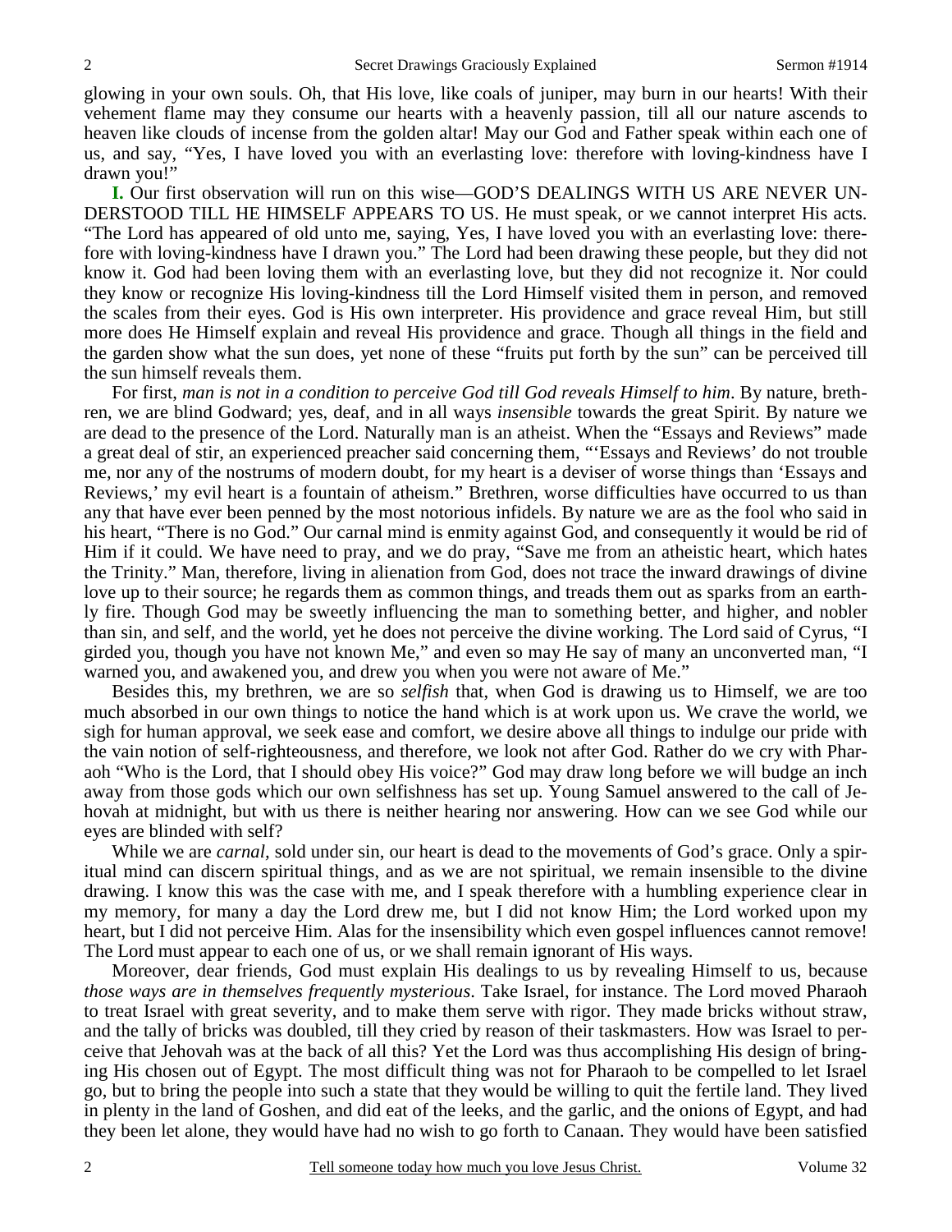glowing in your own souls. Oh, that His love, like coals of juniper, may burn in our hearts! With their vehement flame may they consume our hearts with a heavenly passion, till all our nature ascends to heaven like clouds of incense from the golden altar! May our God and Father speak within each one of us, and say, "Yes, I have loved you with an everlasting love: therefore with loving-kindness have I drawn you!"

**I.** Our first observation will run on this wise—GOD'S DEALINGS WITH US ARE NEVER UNDERSTOOD TILL HE HIMSELF APPEARS TO US. He must speak, or we cannot interpret His acts. "The Lord has appeared of old unto me, saying, Yes, I have loved you with an everlasting love: therefore with loving-kindness have I drawn you." The Lord had been drawing these people, but they did not know it. God had been loving them with an everlasting love, but they did not recognize it. Nor could they know or recognize His loving-kindness till the Lord Himself visited them in person, and removed the scales from their eyes. God is His own interpreter. His providence and grace reveal Him, but still more does He Himself explain and reveal His providence and grace. Though all things in the field and the garden show what the sun does, yet none of these "fruits put forth by the sun" can be perceived till the sun himself reveals them.

For first, *man is not in a condition to perceive God till God reveals Himself to him*. By nature, brethren, we are blind Godward; yes, deaf, and in all ways *insensible* towards the great Spirit. By nature we are dead to the presence of the Lord. Naturally man is an atheist. When the "Essays and Reviews" made a great deal of stir, an experienced preacher said concerning them, "'Essays and Reviews' do not trouble me, nor any of the nostrums of modern doubt, for my heart is a deviser of worse things than 'Essays and Reviews,' my evil heart is a fountain of atheism." Brethren, worse difficulties have occurred to us than any that have ever been penned by the most notorious infidels. By nature we are as the fool who said in his heart, "There is no God." Our carnal mind is enmity against God, and consequently it would be rid of Him if it could. We have need to pray, and we do pray, "Save me from an atheistic heart, which hates the Trinity." Man, therefore, living in alienation from God, does not trace the inward drawings of divine love up to their source; he regards them as common things, and treads them out as sparks from an earthly fire. Though God may be sweetly influencing the man to something better, and higher, and nobler than sin, and self, and the world, yet he does not perceive the divine working. The Lord said of Cyrus, "I girded you, though you have not known Me," and even so may He say of many an unconverted man, "I warned you, and awakened you, and drew you when you were not aware of Me."

Besides this, my brethren, we are so *selfish* that, when God is drawing us to Himself, we are too much absorbed in our own things to notice the hand which is at work upon us. We crave the world, we sigh for human approval, we seek ease and comfort, we desire above all things to indulge our pride with the vain notion of self-righteousness, and therefore, we look not after God. Rather do we cry with Pharaoh "Who is the Lord, that I should obey His voice?" God may draw long before we will budge an inch away from those gods which our own selfishness has set up. Young Samuel answered to the call of Jehovah at midnight, but with us there is neither hearing nor answering. How can we see God while our eyes are blinded with self?

While we are *carnal,* sold under sin, our heart is dead to the movements of God's grace. Only a spiritual mind can discern spiritual things, and as we are not spiritual, we remain insensible to the divine drawing. I know this was the case with me, and I speak therefore with a humbling experience clear in my memory, for many a day the Lord drew me, but I did not know Him; the Lord worked upon my heart, but I did not perceive Him. Alas for the insensibility which even gospel influences cannot remove! The Lord must appear to each one of us, or we shall remain ignorant of His ways.

Moreover, dear friends, God must explain His dealings to us by revealing Himself to us, because *those ways are in themselves frequently mysterious*. Take Israel, for instance. The Lord moved Pharaoh to treat Israel with great severity, and to make them serve with rigor. They made bricks without straw, and the tally of bricks was doubled, till they cried by reason of their taskmasters. How was Israel to perceive that Jehovah was at the back of all this? Yet the Lord was thus accomplishing His design of bringing His chosen out of Egypt. The most difficult thing was not for Pharaoh to be compelled to let Israel go, but to bring the people into such a state that they would be willing to quit the fertile land. They lived in plenty in the land of Goshen, and did eat of the leeks, and the garlic, and the onions of Egypt, and had they been let alone, they would have had no wish to go forth to Canaan. They would have been satisfied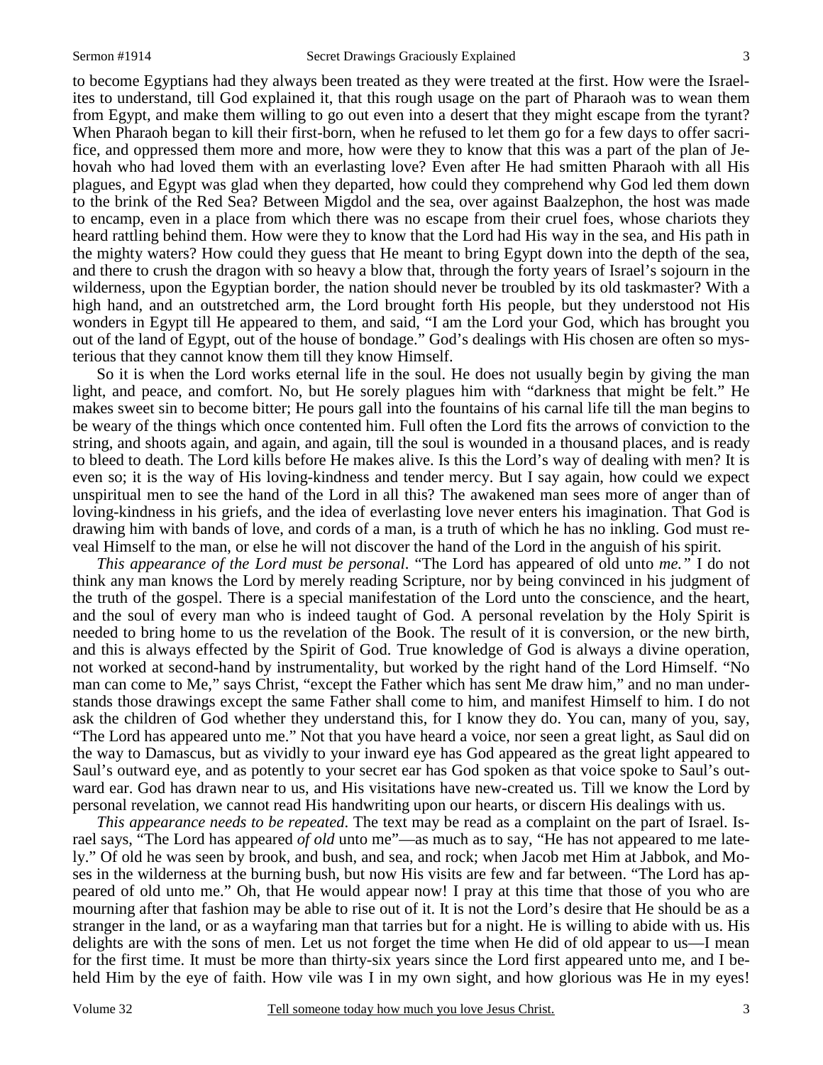to become Egyptians had they always been treated as they were treated at the first. How were the Israelites to understand, till God explained it, that this rough usage on the part of Pharaoh was to wean them from Egypt, and make them willing to go out even into a desert that they might escape from the tyrant? When Pharaoh began to kill their first-born, when he refused to let them go for a few days to offer sacrifice, and oppressed them more and more, how were they to know that this was a part of the plan of Jehovah who had loved them with an everlasting love? Even after He had smitten Pharaoh with all His plagues, and Egypt was glad when they departed, how could they comprehend why God led them down to the brink of the Red Sea? Between Migdol and the sea, over against Baalzephon, the host was made to encamp, even in a place from which there was no escape from their cruel foes, whose chariots they heard rattling behind them. How were they to know that the Lord had His way in the sea, and His path in the mighty waters? How could they guess that He meant to bring Egypt down into the depth of the sea, and there to crush the dragon with so heavy a blow that, through the forty years of Israel's sojourn in the wilderness, upon the Egyptian border, the nation should never be troubled by its old taskmaster? With a high hand, and an outstretched arm, the Lord brought forth His people, but they understood not His wonders in Egypt till He appeared to them, and said, "I am the Lord your God, which has brought you out of the land of Egypt, out of the house of bondage." God's dealings with His chosen are often so mysterious that they cannot know them till they know Himself.

So it is when the Lord works eternal life in the soul. He does not usually begin by giving the man light, and peace, and comfort. No, but He sorely plagues him with "darkness that might be felt." He makes sweet sin to become bitter; He pours gall into the fountains of his carnal life till the man begins to be weary of the things which once contented him. Full often the Lord fits the arrows of conviction to the string, and shoots again, and again, and again, till the soul is wounded in a thousand places, and is ready to bleed to death. The Lord kills before He makes alive. Is this the Lord's way of dealing with men? It is even so; it is the way of His loving-kindness and tender mercy. But I say again, how could we expect unspiritual men to see the hand of the Lord in all this? The awakened man sees more of anger than of loving-kindness in his griefs, and the idea of everlasting love never enters his imagination. That God is drawing him with bands of love, and cords of a man, is a truth of which he has no inkling. God must reveal Himself to the man, or else he will not discover the hand of the Lord in the anguish of his spirit.

*This appearance of the Lord must be personal*. "The Lord has appeared of old unto *me."* I do not think any man knows the Lord by merely reading Scripture, nor by being convinced in his judgment of the truth of the gospel. There is a special manifestation of the Lord unto the conscience, and the heart, and the soul of every man who is indeed taught of God. A personal revelation by the Holy Spirit is needed to bring home to us the revelation of the Book. The result of it is conversion, or the new birth, and this is always effected by the Spirit of God. True knowledge of God is always a divine operation, not worked at second-hand by instrumentality, but worked by the right hand of the Lord Himself. "No man can come to Me," says Christ, "except the Father which has sent Me draw him," and no man understands those drawings except the same Father shall come to him, and manifest Himself to him. I do not ask the children of God whether they understand this, for I know they do. You can, many of you, say, "The Lord has appeared unto me." Not that you have heard a voice, nor seen a great light, as Saul did on the way to Damascus, but as vividly to your inward eye has God appeared as the great light appeared to Saul's outward eye, and as potently to your secret ear has God spoken as that voice spoke to Saul's outward ear. God has drawn near to us, and His visitations have new-created us. Till we know the Lord by personal revelation, we cannot read His handwriting upon our hearts, or discern His dealings with us.

*This appearance needs to be repeated*. The text may be read as a complaint on the part of Israel. Israel says, "The Lord has appeared *of old* unto me"—as much as to say, "He has not appeared to me lately." Of old he was seen by brook, and bush, and sea, and rock; when Jacob met Him at Jabbok, and Moses in the wilderness at the burning bush, but now His visits are few and far between. "The Lord has appeared of old unto me." Oh, that He would appear now! I pray at this time that those of you who are mourning after that fashion may be able to rise out of it. It is not the Lord's desire that He should be as a stranger in the land, or as a wayfaring man that tarries but for a night. He is willing to abide with us. His delights are with the sons of men. Let us not forget the time when He did of old appear to us—I mean for the first time. It must be more than thirty-six years since the Lord first appeared unto me, and I beheld Him by the eye of faith. How vile was I in my own sight, and how glorious was He in my eyes!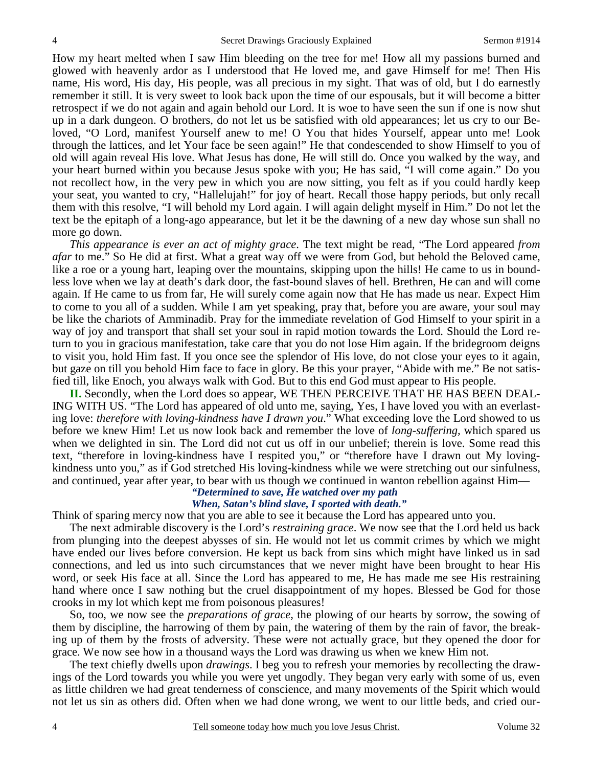How my heart melted when I saw Him bleeding on the tree for me! How all my passions burned and glowed with heavenly ardor as I understood that He loved me, and gave Himself for me! Then His name, His word, His day, His people, was all precious in my sight. That was of old, but I do earnestly remember it still. It is very sweet to look back upon the time of our espousals, but it will become a bitter retrospect if we do not again and again behold our Lord. It is woe to have seen the sun if one is now shut up in a dark dungeon. O brothers, do not let us be satisfied with old appearances; let us cry to our Beloved, "O Lord, manifest Yourself anew to me! O You that hides Yourself, appear unto me! Look through the lattices, and let Your face be seen again!" He that condescended to show Himself to you of old will again reveal His love. What Jesus has done, He will still do. Once you walked by the way, and your heart burned within you because Jesus spoke with you; He has said, "I will come again." Do you not recollect how, in the very pew in which you are now sitting, you felt as if you could hardly keep your seat, you wanted to cry, "Hallelujah!" for joy of heart. Recall those happy periods, but only recall them with this resolve, "I will behold my Lord again. I will again delight myself in Him." Do not let the text be the epitaph of a long-ago appearance, but let it be the dawning of a new day whose sun shall no more go down.

*This appearance is ever an act of mighty grace*. The text might be read, "The Lord appeared *from afar* to me." So He did at first. What a great way off we were from God, but behold the Beloved came, like a roe or a young hart, leaping over the mountains, skipping upon the hills! He came to us in boundless love when we lay at death's dark door, the fast-bound slaves of hell. Brethren, He can and will come again. If He came to us from far, He will surely come again now that He has made us near. Expect Him to come to you all of a sudden. While I am yet speaking, pray that, before you are aware, your soul may be like the chariots of Amminadib. Pray for the immediate revelation of God Himself to your spirit in a way of joy and transport that shall set your soul in rapid motion towards the Lord. Should the Lord return to you in gracious manifestation, take care that you do not lose Him again. If the bridegroom deigns to visit you, hold Him fast. If you once see the splendor of His love, do not close your eyes to it again, but gaze on till you behold Him face to face in glory. Be this your prayer, "Abide with me." Be not satisfied till, like Enoch, you always walk with God. But to this end God must appear to His people.

**II.** Secondly, when the Lord does so appear, WE THEN PERCEIVE THAT HE HAS BEEN DEALING WITH US. "The Lord has appeared of old unto me, saying, Yes, I have loved you with an everlasting love: *therefore with loving-kindness have I drawn you*." What exceeding love the Lord showed to us before we knew Him! Let us now look back and remember the love of *long-suffering,* which spared us when we delighted in sin. The Lord did not cut us off in our unbelief; therein is love. Some read this text, "therefore in loving-kindness have I respited you," or "therefore have I drawn out My loving-kindness unto you," as if God stretched His loving-kindness while we were stretching out our sinfulness, and continued, year after year, to bear with us though we continued in wanton rebellion against Him—

> ***"Determined to save, He watched over my path***
> ***When, Satan's blind slave, I sported with death."***

Think of sparing mercy now that you are able to see it because the Lord has appeared unto you.

The next admirable discovery is the Lord's *restraining grace*. We now see that the Lord held us back from plunging into the deepest abysses of sin. He would not let us commit crimes by which we might have ended our lives before conversion. He kept us back from sins which might have linked us in sad connections, and led us into such circumstances that we never might have been brought to hear His word, or seek His face at all. Since the Lord has appeared to me, He has made me see His restraining hand where once I saw nothing but the cruel disappointment of my hopes. Blessed be God for those crooks in my lot which kept me from poisonous pleasures!

So, too, we now see the *preparations of grace*, the plowing of our hearts by sorrow, the sowing of them by discipline, the harrowing of them by pain, the watering of them by the rain of favor, the breaking up of them by the frosts of adversity. These were not actually grace, but they opened the door for grace. We now see how in a thousand ways the Lord was drawing us when we knew Him not.

The text chiefly dwells upon *drawings*. I beg you to refresh your memories by recollecting the drawings of the Lord towards you while you were yet ungodly. They began very early with some of us, even as little children we had great tenderness of conscience, and many movements of the Spirit which would not let us sin as others did. Often when we had done wrong, we went to our little beds, and cried our-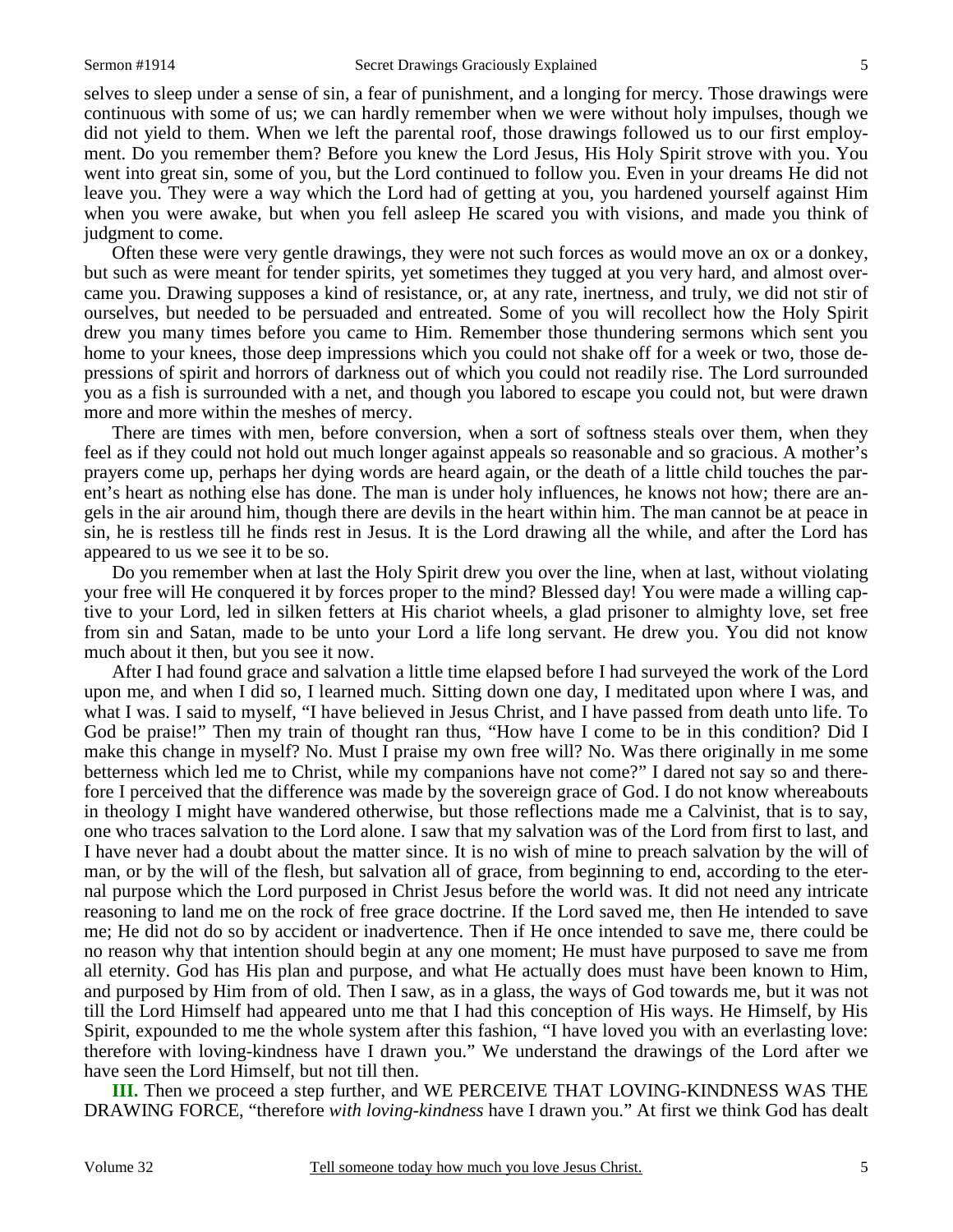selves to sleep under a sense of sin, a fear of punishment, and a longing for mercy. Those drawings were continuous with some of us; we can hardly remember when we were without holy impulses, though we did not yield to them. When we left the parental roof, those drawings followed us to our first employment. Do you remember them? Before you knew the Lord Jesus, His Holy Spirit strove with you. You went into great sin, some of you, but the Lord continued to follow you. Even in your dreams He did not leave you. They were a way which the Lord had of getting at you, you hardened yourself against Him when you were awake, but when you fell asleep He scared you with visions, and made you think of judgment to come.

Often these were very gentle drawings, they were not such forces as would move an ox or a donkey, but such as were meant for tender spirits, yet sometimes they tugged at you very hard, and almost overcame you. Drawing supposes a kind of resistance, or, at any rate, inertness, and truly, we did not stir of ourselves, but needed to be persuaded and entreated. Some of you will recollect how the Holy Spirit drew you many times before you came to Him. Remember those thundering sermons which sent you home to your knees, those deep impressions which you could not shake off for a week or two, those depressions of spirit and horrors of darkness out of which you could not readily rise. The Lord surrounded you as a fish is surrounded with a net, and though you labored to escape you could not, but were drawn more and more within the meshes of mercy.

There are times with men, before conversion, when a sort of softness steals over them, when they feel as if they could not hold out much longer against appeals so reasonable and so gracious. A mother's prayers come up, perhaps her dying words are heard again, or the death of a little child touches the parent's heart as nothing else has done. The man is under holy influences, he knows not how; there are angels in the air around him, though there are devils in the heart within him. The man cannot be at peace in sin, he is restless till he finds rest in Jesus. It is the Lord drawing all the while, and after the Lord has appeared to us we see it to be so.

Do you remember when at last the Holy Spirit drew you over the line, when at last, without violating your free will He conquered it by forces proper to the mind? Blessed day! You were made a willing captive to your Lord, led in silken fetters at His chariot wheels, a glad prisoner to almighty love, set free from sin and Satan, made to be unto your Lord a life long servant. He drew you. You did not know much about it then, but you see it now.

After I had found grace and salvation a little time elapsed before I had surveyed the work of the Lord upon me, and when I did so, I learned much. Sitting down one day, I meditated upon where I was, and what I was. I said to myself, "I have believed in Jesus Christ, and I have passed from death unto life. To God be praise!" Then my train of thought ran thus, "How have I come to be in this condition? Did I make this change in myself? No. Must I praise my own free will? No. Was there originally in me some betterness which led me to Christ, while my companions have not come?" I dared not say so and therefore I perceived that the difference was made by the sovereign grace of God. I do not know whereabouts in theology I might have wandered otherwise, but those reflections made me a Calvinist, that is to say, one who traces salvation to the Lord alone. I saw that my salvation was of the Lord from first to last, and I have never had a doubt about the matter since. It is no wish of mine to preach salvation by the will of man, or by the will of the flesh, but salvation all of grace, from beginning to end, according to the eternal purpose which the Lord purposed in Christ Jesus before the world was. It did not need any intricate reasoning to land me on the rock of free grace doctrine. If the Lord saved me, then He intended to save me; He did not do so by accident or inadvertence. Then if He once intended to save me, there could be no reason why that intention should begin at any one moment; He must have purposed to save me from all eternity. God has His plan and purpose, and what He actually does must have been known to Him, and purposed by Him from of old. Then I saw, as in a glass, the ways of God towards me, but it was not till the Lord Himself had appeared unto me that I had this conception of His ways. He Himself, by His Spirit, expounded to me the whole system after this fashion, "I have loved you with an everlasting love: therefore with loving-kindness have I drawn you." We understand the drawings of the Lord after we have seen the Lord Himself, but not till then.

**III.** Then we proceed a step further, and WE PERCEIVE THAT LOVING-KINDNESS WAS THE DRAWING FORCE, "therefore *with loving-kindness* have I drawn you." At first we think God has dealt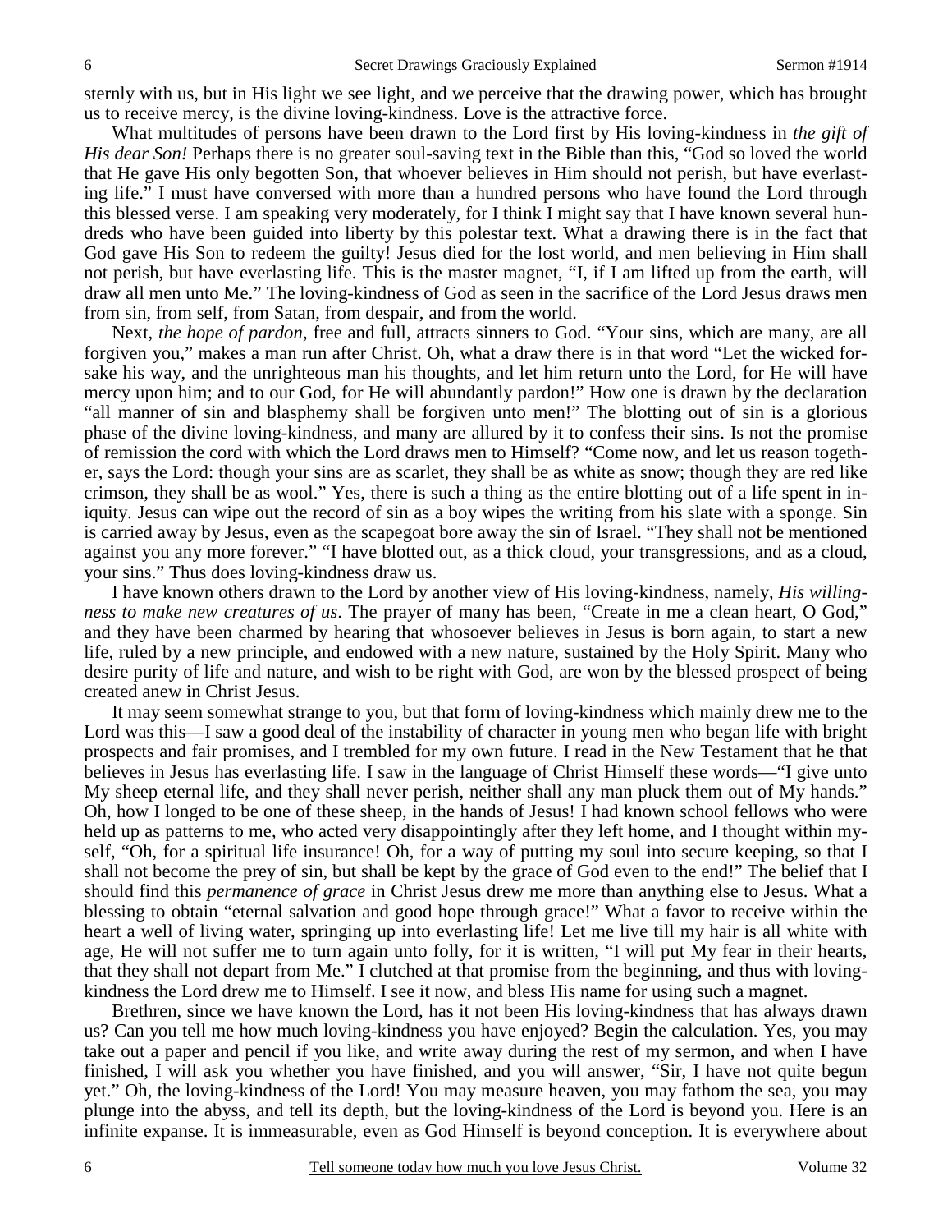sternly with us, but in His light we see light, and we perceive that the drawing power, which has brought us to receive mercy, is the divine loving-kindness. Love is the attractive force.

What multitudes of persons have been drawn to the Lord first by His loving-kindness in *the gift of His dear Son!* Perhaps there is no greater soul-saving text in the Bible than this, "God so loved the world that He gave His only begotten Son, that whoever believes in Him should not perish, but have everlasting life." I must have conversed with more than a hundred persons who have found the Lord through this blessed verse. I am speaking very moderately, for I think I might say that I have known several hundreds who have been guided into liberty by this polestar text. What a drawing there is in the fact that God gave His Son to redeem the guilty! Jesus died for the lost world, and men believing in Him shall not perish, but have everlasting life. This is the master magnet, "I, if I am lifted up from the earth, will draw all men unto Me." The loving-kindness of God as seen in the sacrifice of the Lord Jesus draws men from sin, from self, from Satan, from despair, and from the world.

Next, *the hope of pardon,* free and full, attracts sinners to God. "Your sins, which are many, are all forgiven you," makes a man run after Christ. Oh, what a draw there is in that word "Let the wicked forsake his way, and the unrighteous man his thoughts, and let him return unto the Lord, for He will have mercy upon him; and to our God, for He will abundantly pardon!" How one is drawn by the declaration "all manner of sin and blasphemy shall be forgiven unto men!" The blotting out of sin is a glorious phase of the divine loving-kindness, and many are allured by it to confess their sins. Is not the promise of remission the cord with which the Lord draws men to Himself? "Come now, and let us reason together, says the Lord: though your sins are as scarlet, they shall be as white as snow; though they are red like crimson, they shall be as wool." Yes, there is such a thing as the entire blotting out of a life spent in iniquity. Jesus can wipe out the record of sin as a boy wipes the writing from his slate with a sponge. Sin is carried away by Jesus, even as the scapegoat bore away the sin of Israel. "They shall not be mentioned against you any more forever." "I have blotted out, as a thick cloud, your transgressions, and as a cloud, your sins." Thus does loving-kindness draw us.

I have known others drawn to the Lord by another view of His loving-kindness, namely, *His willingness to make new creatures of us*. The prayer of many has been, "Create in me a clean heart, O God," and they have been charmed by hearing that whosoever believes in Jesus is born again, to start a new life, ruled by a new principle, and endowed with a new nature, sustained by the Holy Spirit. Many who desire purity of life and nature, and wish to be right with God, are won by the blessed prospect of being created anew in Christ Jesus.

It may seem somewhat strange to you, but that form of loving-kindness which mainly drew me to the Lord was this—I saw a good deal of the instability of character in young men who began life with bright prospects and fair promises, and I trembled for my own future. I read in the New Testament that he that believes in Jesus has everlasting life. I saw in the language of Christ Himself these words—"I give unto My sheep eternal life, and they shall never perish, neither shall any man pluck them out of My hands." Oh, how I longed to be one of these sheep, in the hands of Jesus! I had known school fellows who were held up as patterns to me, who acted very disappointingly after they left home, and I thought within myself, "Oh, for a spiritual life insurance! Oh, for a way of putting my soul into secure keeping, so that I shall not become the prey of sin, but shall be kept by the grace of God even to the end!" The belief that I should find this *permanence of grace* in Christ Jesus drew me more than anything else to Jesus. What a blessing to obtain "eternal salvation and good hope through grace!" What a favor to receive within the heart a well of living water, springing up into everlasting life! Let me live till my hair is all white with age, He will not suffer me to turn again unto folly, for it is written, "I will put My fear in their hearts, that they shall not depart from Me." I clutched at that promise from the beginning, and thus with loving-kindness the Lord drew me to Himself. I see it now, and bless His name for using such a magnet.

Brethren, since we have known the Lord, has it not been His loving-kindness that has always drawn us? Can you tell me how much loving-kindness you have enjoyed? Begin the calculation. Yes, you may take out a paper and pencil if you like, and write away during the rest of my sermon, and when I have finished, I will ask you whether you have finished, and you will answer, "Sir, I have not quite begun yet." Oh, the loving-kindness of the Lord! You may measure heaven, you may fathom the sea, you may plunge into the abyss, and tell its depth, but the loving-kindness of the Lord is beyond you. Here is an infinite expanse. It is immeasurable, even as God Himself is beyond conception. It is everywhere about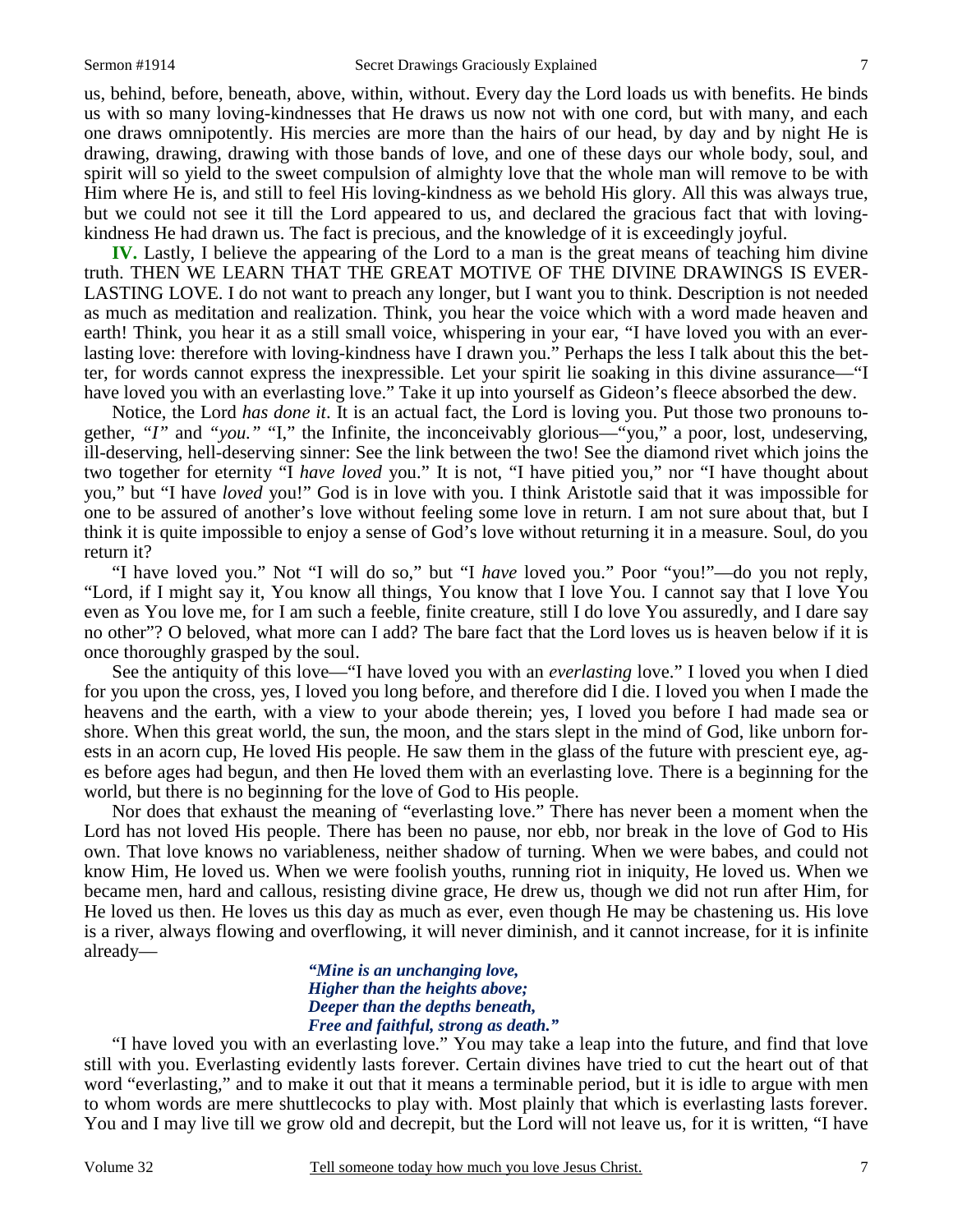us, behind, before, beneath, above, within, without. Every day the Lord loads us with benefits. He binds us with so many loving-kindnesses that He draws us now not with one cord, but with many, and each one draws omnipotently. His mercies are more than the hairs of our head, by day and by night He is drawing, drawing, drawing with those bands of love, and one of these days our whole body, soul, and spirit will so yield to the sweet compulsion of almighty love that the whole man will remove to be with Him where He is, and still to feel His loving-kindness as we behold His glory. All this was always true, but we could not see it till the Lord appeared to us, and declared the gracious fact that with loving-kindness He had drawn us. The fact is precious, and the knowledge of it is exceedingly joyful.

**IV.** Lastly, I believe the appearing of the Lord to a man is the great means of teaching him divine truth. THEN WE LEARN THAT THE GREAT MOTIVE OF THE DIVINE DRAWINGS IS EVERLASTING LOVE. I do not want to preach any longer, but I want you to think. Description is not needed as much as meditation and realization. Think, you hear the voice which with a word made heaven and earth! Think, you hear it as a still small voice, whispering in your ear, "I have loved you with an everlasting love: therefore with loving-kindness have I drawn you." Perhaps the less I talk about this the better, for words cannot express the inexpressible. Let your spirit lie soaking in this divine assurance—"I have loved you with an everlasting love." Take it up into yourself as Gideon's fleece absorbed the dew.

Notice, the Lord *has done it*. It is an actual fact, the Lord is loving you. Put those two pronouns together, *"I"* and *"you."* "I," the Infinite, the inconceivably glorious—"you," a poor, lost, undeserving, ill-deserving, hell-deserving sinner: See the link between the two! See the diamond rivet which joins the two together for eternity "I *have loved* you." It is not, "I have pitied you," nor "I have thought about you," but "I have *loved* you!" God is in love with you. I think Aristotle said that it was impossible for one to be assured of another's love without feeling some love in return. I am not sure about that, but I think it is quite impossible to enjoy a sense of God's love without returning it in a measure. Soul, do you return it?

"I have loved you." Not "I will do so," but "I *have* loved you." Poor "you!"—do you not reply, "Lord, if I might say it, You know all things, You know that I love You. I cannot say that I love You even as You love me, for I am such a feeble, finite creature, still I do love You assuredly, and I dare say no other"? O beloved, what more can I add? The bare fact that the Lord loves us is heaven below if it is once thoroughly grasped by the soul.

See the antiquity of this love—"I have loved you with an *everlasting* love." I loved you when I died for you upon the cross, yes, I loved you long before, and therefore did I die. I loved you when I made the heavens and the earth, with a view to your abode therein; yes, I loved you before I had made sea or shore. When this great world, the sun, the moon, and the stars slept in the mind of God, like unborn forests in an acorn cup, He loved His people. He saw them in the glass of the future with prescient eye, ages before ages had begun, and then He loved them with an everlasting love. There is a beginning for the world, but there is no beginning for the love of God to His people.

Nor does that exhaust the meaning of "everlasting love." There has never been a moment when the Lord has not loved His people. There has been no pause, nor ebb, nor break in the love of God to His own. That love knows no variableness, neither shadow of turning. When we were babes, and could not know Him, He loved us. When we were foolish youths, running riot in iniquity, He loved us. When we became men, hard and callous, resisting divine grace, He drew us, though we did not run after Him, for He loved us then. He loves us this day as much as ever, even though He may be chastening us. His love is a river, always flowing and overflowing, it will never diminish, and it cannot increase, for it is infinite already—

> ***"Mine is an unchanging love,***
> ***Higher than the heights above;***
> ***Deeper than the depths beneath,***
> ***Free and faithful, strong as death."***

"I have loved you with an everlasting love." You may take a leap into the future, and find that love still with you. Everlasting evidently lasts forever. Certain divines have tried to cut the heart out of that word "everlasting," and to make it out that it means a terminable period, but it is idle to argue with men to whom words are mere shuttlecocks to play with. Most plainly that which is everlasting lasts forever. You and I may live till we grow old and decrepit, but the Lord will not leave us, for it is written, "I have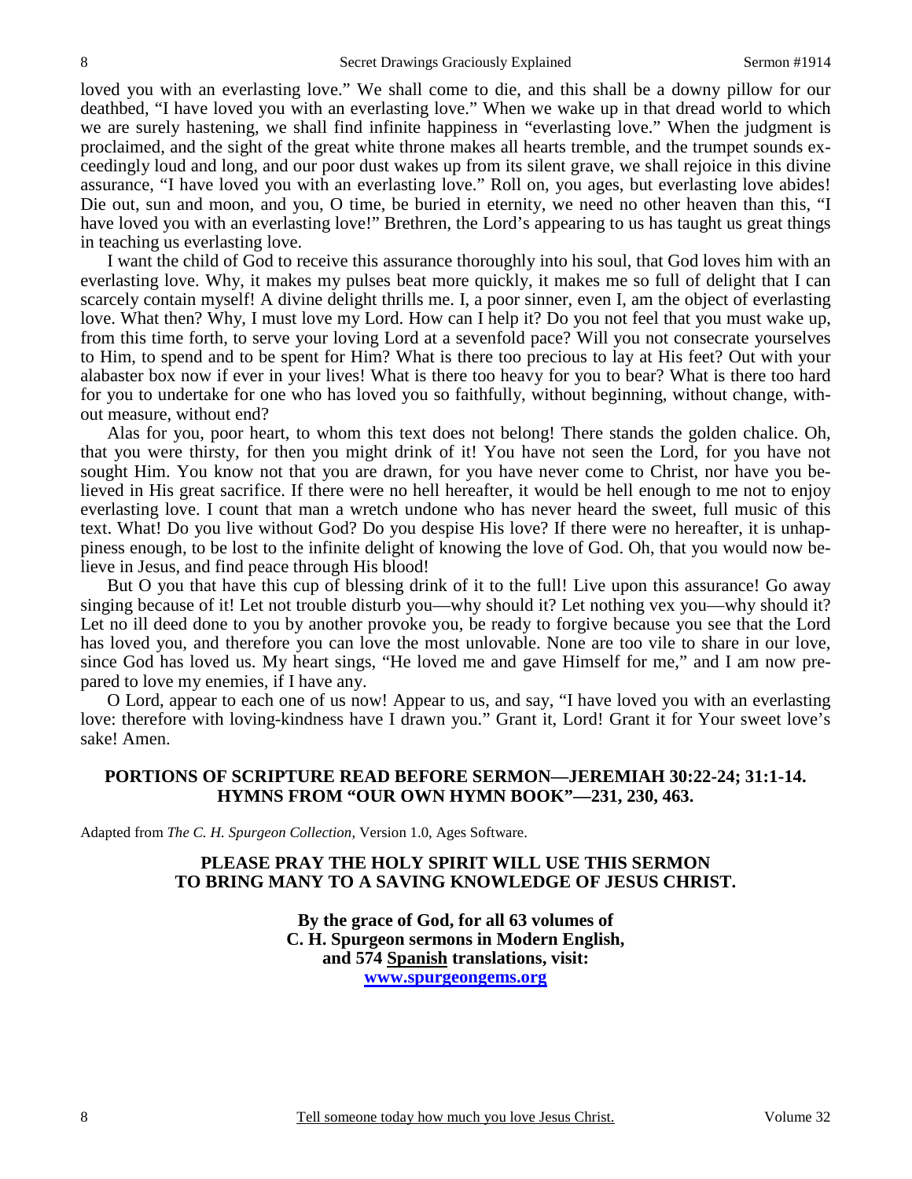loved you with an everlasting love." We shall come to die, and this shall be a downy pillow for our deathbed, "I have loved you with an everlasting love." When we wake up in that dread world to which we are surely hastening, we shall find infinite happiness in "everlasting love." When the judgment is proclaimed, and the sight of the great white throne makes all hearts tremble, and the trumpet sounds exceedingly loud and long, and our poor dust wakes up from its silent grave, we shall rejoice in this divine assurance, "I have loved you with an everlasting love." Roll on, you ages, but everlasting love abides! Die out, sun and moon, and you, O time, be buried in eternity, we need no other heaven than this, "I have loved you with an everlasting love!" Brethren, the Lord's appearing to us has taught us great things in teaching us everlasting love.

I want the child of God to receive this assurance thoroughly into his soul, that God loves him with an everlasting love. Why, it makes my pulses beat more quickly, it makes me so full of delight that I can scarcely contain myself! A divine delight thrills me. I, a poor sinner, even I, am the object of everlasting love. What then? Why, I must love my Lord. How can I help it? Do you not feel that you must wake up, from this time forth, to serve your loving Lord at a sevenfold pace? Will you not consecrate yourselves to Him, to spend and to be spent for Him? What is there too precious to lay at His feet? Out with your alabaster box now if ever in your lives! What is there too heavy for you to bear? What is there too hard for you to undertake for one who has loved you so faithfully, without beginning, without change, without measure, without end?

Alas for you, poor heart, to whom this text does not belong! There stands the golden chalice. Oh, that you were thirsty, for then you might drink of it! You have not seen the Lord, for you have not sought Him. You know not that you are drawn, for you have never come to Christ, nor have you believed in His great sacrifice. If there were no hell hereafter, it would be hell enough to me not to enjoy everlasting love. I count that man a wretch undone who has never heard the sweet, full music of this text. What! Do you live without God? Do you despise His love? If there were no hereafter, it is unhappiness enough, to be lost to the infinite delight of knowing the love of God. Oh, that you would now believe in Jesus, and find peace through His blood!

But O you that have this cup of blessing drink of it to the full! Live upon this assurance! Go away singing because of it! Let not trouble disturb you—why should it? Let nothing vex you—why should it? Let no ill deed done to you by another provoke you, be ready to forgive because you see that the Lord has loved you, and therefore you can love the most unlovable. None are too vile to share in our love, since God has loved us. My heart sings, "He loved me and gave Himself for me," and I am now prepared to love my enemies, if I have any.

O Lord, appear to each one of us now! Appear to us, and say, "I have loved you with an everlasting love: therefore with loving-kindness have I drawn you." Grant it, Lord! Grant it for Your sweet love's sake! Amen.

**PORTIONS OF SCRIPTURE READ BEFORE SERMON—JEREMIAH 30:22-24; 31:1-14.**
**HYMNS FROM "OUR OWN HYMN BOOK"—231, 230, 463.**

Adapted from *The C. H. Spurgeon Collection*, Version 1.0, Ages Software.

**PLEASE PRAY THE HOLY SPIRIT WILL USE THIS SERMON TO BRING MANY TO A SAVING KNOWLEDGE OF JESUS CHRIST.**

**By the grace of God, for all 63 volumes of C. H. Spurgeon sermons in Modern English, and 574 Spanish translations, visit: www.spurgeongems.org**